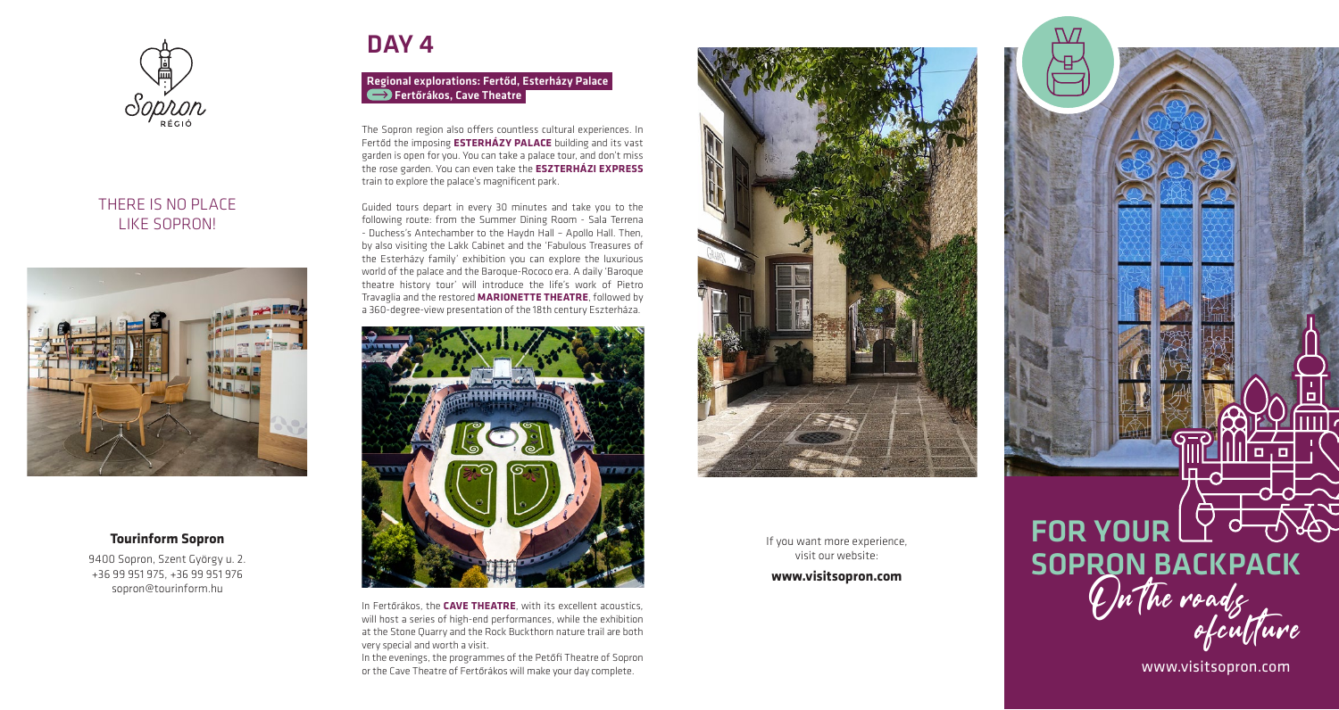Sopron RÉGIÓ

THERE IS NO PLACE LIKE SOPRON!

**Tourinform Sopron**

9400 Sopron, Szent György u. 2.
+36 99 951 975, +36 99 951 976
sopron@tourinform.hu

# DAY 4

**Regional explorations: Fertőd, Esterházy Palace → Fertőrákos, Cave Theatre**

The Sopron region also offers countless cultural experiences. In Fertőd the imposing **ESTERHÁZY PALACE** building and its vast garden is open for you. You can take a palace tour, and don't miss the rose garden. You can even take the **ESZTERHÁZI EXPRESS** train to explore the palace's magnificent park.

Guided tours depart in every 30 minutes and take you to the following route: from the Summer Dining Room - Sala Terrena - Duchess's Antechamber to the Haydn Hall – Apollo Hall. Then, by also visiting the Lakk Cabinet and the 'Fabulous Treasures of the Esterházy family' exhibition you can explore the luxurious world of the palace and the Baroque-Rococo era. A daily 'Baroque theatre history tour' will introduce the life's work of Pietro Travaglia and the restored **MARIONETTE THEATRE**, followed by a 360-degree-view presentation of the 18th century Eszterháza.

In Fertőrákos, the **CAVE THEATRE**, with its excellent acoustics, will host a series of high-end performances, while the exhibition at the Stone Quarry and the Rock Buckthorn nature trail are both very special and worth a visit.
In the evenings, the programmes of the Petőfi Theatre of Sopron or the Cave Theatre of Fertőrákos will make your day complete.

If you want more experience, visit our website:

**www.visitsopron.com**

# FOR YOUR SOPRON BACKPACK

*On the roads of culture*

www.visitsopron.com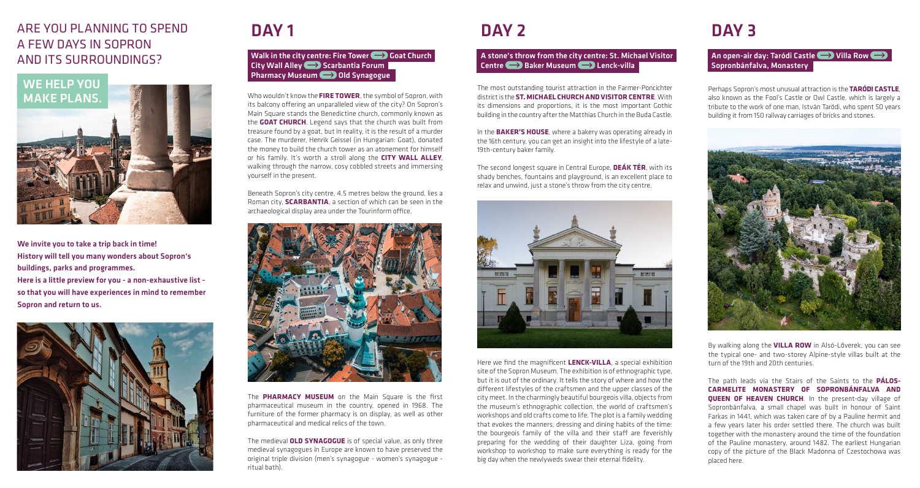# ARE YOU PLANNING TO SPEND A FEW DAYS IN SOPRON AND ITS SURROUNDINGS?

## WE HELP YOU MAKE PLANS.

**We invite you to take a trip back in time!**
**History will tell you many wonders about Sopron's buildings, parks and programmes.**
**Here is a little preview for you - a non-exhaustive list - so that you will have experiences in mind to remember Sopron and return to us.**

# DAY 1

**Walk in the city centre: Fire Tower → Goat Church City Wall Alley → Scarbantia Forum Pharmacy Museum → Old Synagogue**

Who wouldn't know the **FIRE TOWER**, the symbol of Sopron, with its balcony offering an unparalleled view of the city? On Sopron's Main Square stands the Benedictine church, commonly known as the **GOAT CHURCH**. Legend says that the church was built from treasure found by a goat, but in reality, it is the result of a murder case. The murderer, Henrik Geissel (in Hungarian: Goat), donated the money to build the church tower as an atonement for himself or his family. It's worth a stroll along the **CITY WALL ALLEY**, walking through the narrow, cosy cobbled streets and immersing yourself in the present.

Beneath Sopron's city centre, 4.5 metres below the ground, lies a Roman city, **SCARBANTIA**, a section of which can be seen in the archaeological display area under the Tourinform office.

The **PHARMACY MUSEUM** on the Main Square is the first pharmaceutical museum in the country, opened in 1968. The furniture of the former pharmacy is on display, as well as other pharmaceutical and medical relics of the town.

The medieval **OLD SYNAGOGUE** is of special value, as only three medieval synagogues in Europe are known to have preserved the original triple division (men's synagogue - women's synagogue - ritual bath).

# DAY 2

**A stone's throw from the city centre: St. Michael Visitor Centre → Baker Museum → Lenck-villa**

The most outstanding tourist attraction in the Farmer-Poncichter district is the **ST. MICHAEL CHURCH AND VISITOR CENTRE**. With its dimensions and proportions, it is the most important Gothic building in the country after the Matthias Church in the Buda Castle.

In the **BAKER'S HOUSE**, where a bakery was operating already in the 16th century, you can get an insight into the lifestyle of a late-19th-century baker family.

The second longest square in Central Europe, **DEÁK TÉR**, with its shady benches, fountains and playground, is an excellent place to relax and unwind, just a stone's throw from the city centre.

Here we find the magnificent **LENCK-VILLA**, a special exhibition site of the Sopron Museum. The exhibition is of ethnographic type, but it is out of the ordinary. It tells the story of where and how the different lifestyles of the craftsmen and the upper classes of the city meet. In the charmingly beautiful bourgeois villa, objects from the museum's ethnographic collection, the world of craftsmen's workshops and old crafts come to life. The plot is a family wedding that evokes the manners, dressing and dining habits of the time: the bourgeois family of the villa and their staff are feverishly preparing for the wedding of their daughter Liza, going from workshop to workshop to make sure everything is ready for the big day when the newlyweds swear their eternal fidelity.

# DAY 3

**An open-air day: Taródi Castle → Villa Row → Sopronbánfalva, Monastery**

Perhaps Sopron's most unusual attraction is the **TARÓDI CASTLE**, also known as the Fool's Castle or Owl Castle, which is largely a tribute to the work of one man, István Taródi, who spent 50 years building it from 150 railway carriages of bricks and stones.

By walking along the **VILLA ROW** in Alsó-Lőverek, you can see the typical one- and two-storey Alpine-style villas built at the turn of the 19th and 20th centuries.

The path leads via the Stairs of the Saints to the **PÁLOS-CARMELITE MONASTERY OF SOPRONBÁNFALVA AND QUEEN OF HEAVEN CHURCH**. In the present-day village of Sopronbánfalva, a small chapel was built in honour of Saint Farkas in 1441, which was taken care of by a Pauline hermit and a few years later his order settled there. The church was built together with the monastery around the time of the foundation of the Pauline monastery, around 1482. The earliest Hungarian copy of the picture of the Black Madonna of Czestochowa was placed here.